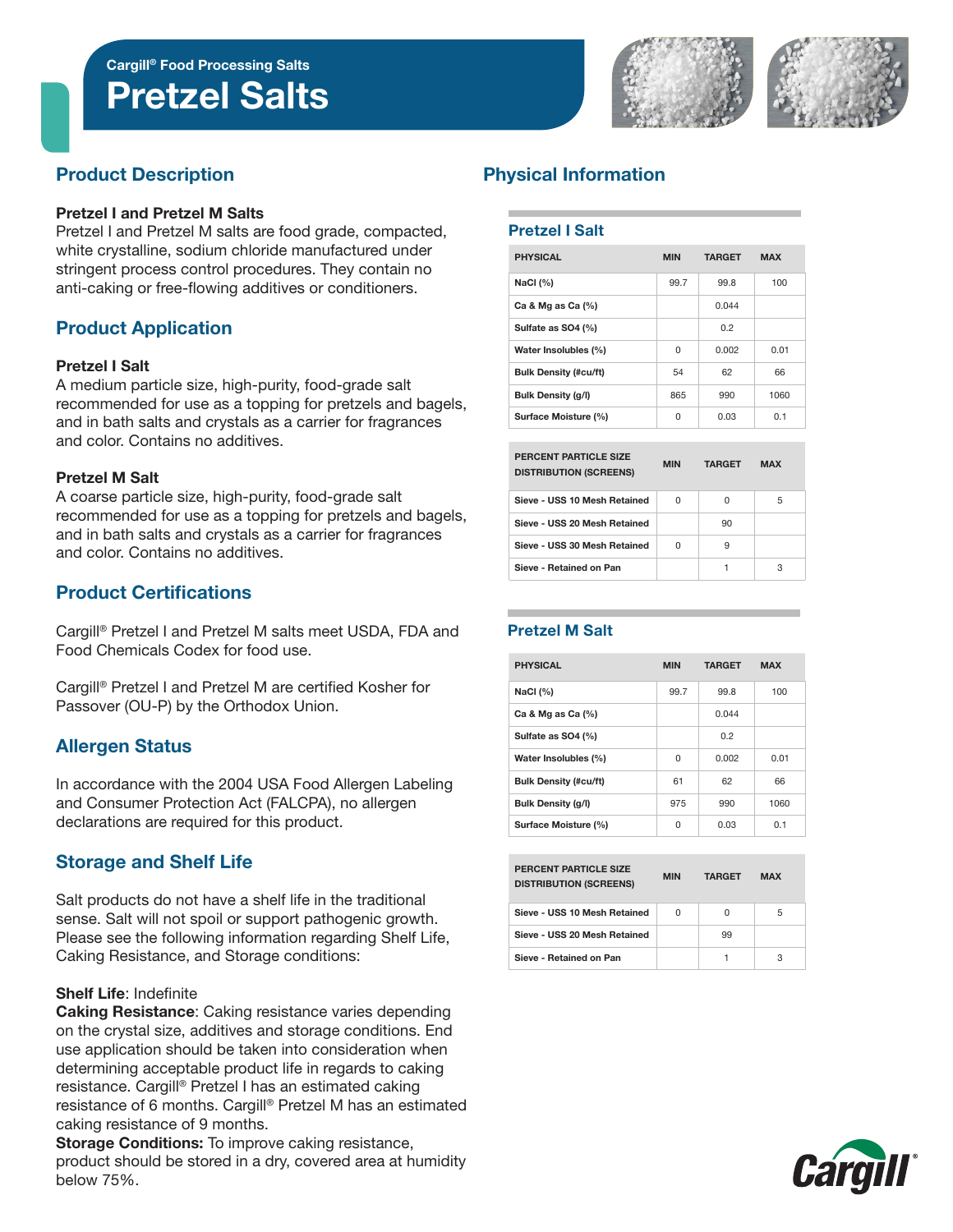Cargill® Food Processing Salts

# Pretzel Salts

## Product Description

**Pretzel I and Pretzel M Salts**
Pretzel I and Pretzel M salts are food grade, compacted, white crystalline, sodium chloride manufactured under stringent process control procedures. They contain no anti-caking or free-flowing additives or conditioners.

## Product Application

**Pretzel I Salt**
A medium particle size, high-purity, food-grade salt recommended for use as a topping for pretzels and bagels, and in bath salts and crystals as a carrier for fragrances and color. Contains no additives.

**Pretzel M Salt**
A coarse particle size, high-purity, food-grade salt recommended for use as a topping for pretzels and bagels, and in bath salts and crystals as a carrier for fragrances and color. Contains no additives.

## Product Certifications

Cargill® Pretzel I and Pretzel M salts meet USDA, FDA and Food Chemicals Codex for food use.

Cargill® Pretzel I and Pretzel M are certified Kosher for Passover (OU-P) by the Orthodox Union.

## Allergen Status

In accordance with the 2004 USA Food Allergen Labeling and Consumer Protection Act (FALCPA), no allergen declarations are required for this product.

## Storage and Shelf Life

Salt products do not have a shelf life in the traditional sense. Salt will not spoil or support pathogenic growth. Please see the following information regarding Shelf Life, Caking Resistance, and Storage conditions:

**Shelf Life**: Indefinite
**Caking Resistance**: Caking resistance varies depending on the crystal size, additives and storage conditions. End use application should be taken into consideration when determining acceptable product life in regards to caking resistance. Cargill® Pretzel I has an estimated caking resistance of 6 months. Cargill® Pretzel M has an estimated caking resistance of 9 months.
**Storage Conditions:** To improve caking resistance, product should be stored in a dry, covered area at humidity below 75%.

## Physical Information

### Pretzel I Salt

| PHYSICAL | MIN | TARGET | MAX |
|---|---|---|---|
| NaCl (%) | 99.7 | 99.8 | 100 |
| Ca & Mg as Ca (%) | | 0.044 | |
| Sulfate as SO4 (%) | | 0.2 | |
| Water Insolubles (%) | 0 | 0.002 | 0.01 |
| Bulk Density (#cu/ft) | 54 | 62 | 66 |
| Bulk Density (g/l) | 865 | 990 | 1060 |
| Surface Moisture (%) | 0 | 0.03 | 0.1 |

| PERCENT PARTICLE SIZE DISTRIBUTION (SCREENS) | MIN | TARGET | MAX |
|---|---|---|---|
| Sieve - USS 10 Mesh Retained | 0 | 0 | 5 |
| Sieve - USS 20 Mesh Retained | | 90 | |
| Sieve - USS 30 Mesh Retained | 0 | 9 | |
| Sieve - Retained on Pan | | 1 | 3 |

### Pretzel M Salt

| PHYSICAL | MIN | TARGET | MAX |
|---|---|---|---|
| NaCl (%) | 99.7 | 99.8 | 100 |
| Ca & Mg as Ca (%) | | 0.044 | |
| Sulfate as SO4 (%) | | 0.2 | |
| Water Insolubles (%) | 0 | 0.002 | 0.01 |
| Bulk Density (#cu/ft) | 61 | 62 | 66 |
| Bulk Density (g/l) | 975 | 990 | 1060 |
| Surface Moisture (%) | 0 | 0.03 | 0.1 |

| PERCENT PARTICLE SIZE DISTRIBUTION (SCREENS) | MIN | TARGET | MAX |
|---|---|---|---|
| Sieve - USS 10 Mesh Retained | 0 | 0 | 5 |
| Sieve - USS 20 Mesh Retained | | 99 | |
| Sieve - Retained on Pan | | 1 | 3 |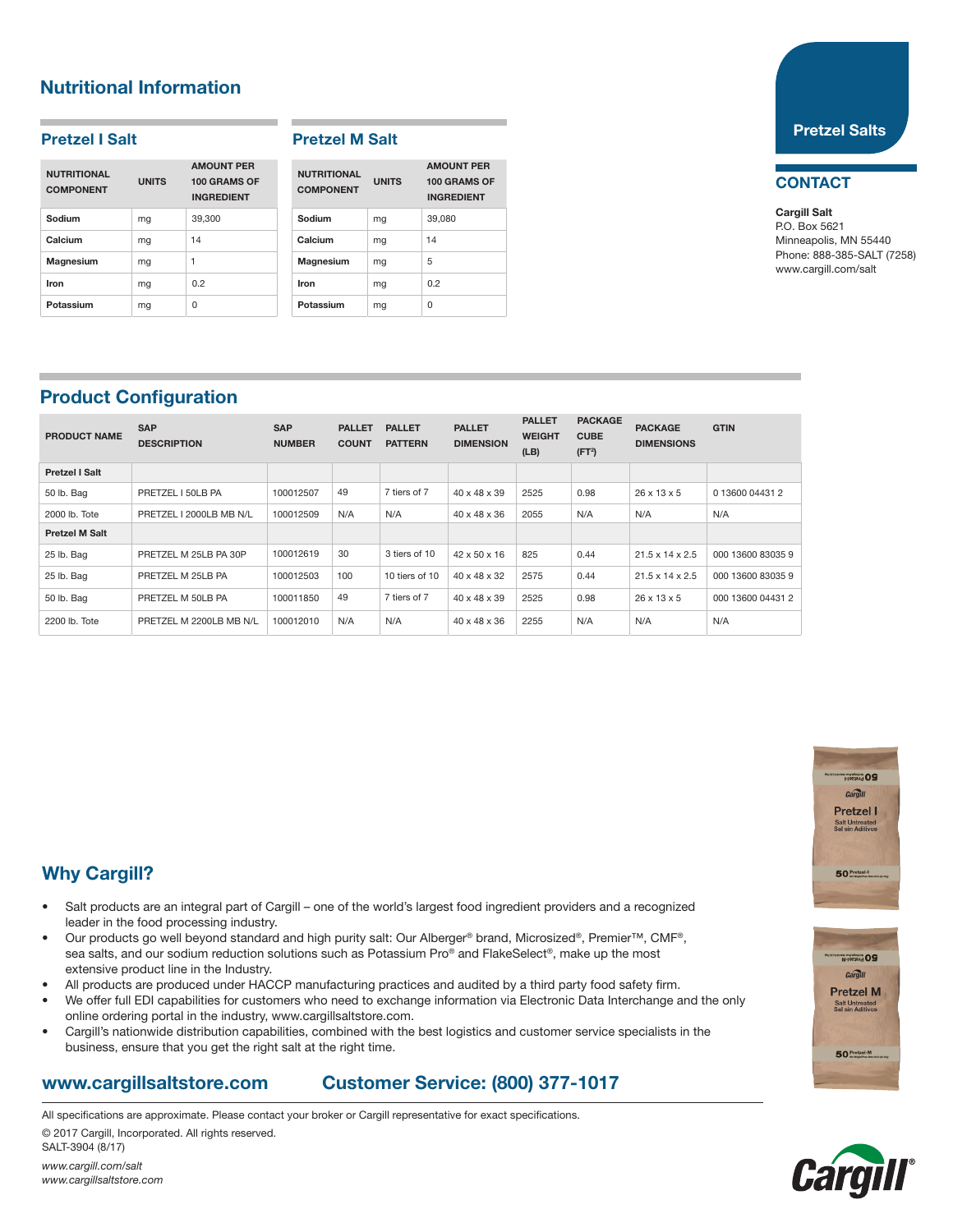## Nutritional Information

### Pretzel I Salt

| NUTRITIONAL COMPONENT | UNITS | AMOUNT PER 100 GRAMS OF INGREDIENT |
|---|---|---|
| **Sodium** | mg | 39,300 |
| **Calcium** | mg | 14 |
| **Magnesium** | mg | 1 |
| **Iron** | mg | 0.2 |
| **Potassium** | mg | 0 |

### Pretzel M Salt

| NUTRITIONAL COMPONENT | UNITS | AMOUNT PER 100 GRAMS OF INGREDIENT |
|---|---|---|
| **Sodium** | mg | 39,080 |
| **Calcium** | mg | 14 |
| **Magnesium** | mg | 5 |
| **Iron** | mg | 0.2 |
| **Potassium** | mg | 0 |

**Pretzel Salts**

### CONTACT

**Cargill Salt**
P.O. Box 5621
Minneapolis, MN 55440
Phone: 888-385-SALT (7258)
www.cargill.com/salt

## Product Configuration

| PRODUCT NAME | SAP DESCRIPTION | SAP NUMBER | PALLET COUNT | PALLET PATTERN | PALLET DIMENSION | PALLET WEIGHT (LB) | PACKAGE CUBE (FT³) | PACKAGE DIMENSIONS | GTIN |
|---|---|---|---|---|---|---|---|---|---|
| **Pretzel I Salt** | | | | | | | | | |
| 50 lb. Bag | PRETZEL I 50LB PA | 100012507 | 49 | 7 tiers of 7 | 40 x 48 x 39 | 2525 | 0.98 | 26 x 13 x 5 | 0 13600 04431 2 |
| 2000 lb. Tote | PRETZEL I 2000LB MB N/L | 100012509 | N/A | N/A | 40 x 48 x 36 | 2055 | N/A | N/A | N/A |
| **Pretzel M Salt** | | | | | | | | | |
| 25 lb. Bag | PRETZEL M 25LB PA 30P | 100012619 | 30 | 3 tiers of 10 | 42 x 50 x 16 | 825 | 0.44 | 21.5 x 14 x 2.5 | 000 13600 83035 9 |
| 25 lb. Bag | PRETZEL M 25LB PA | 100012503 | 100 | 10 tiers of 10 | 40 x 48 x 32 | 2575 | 0.44 | 21.5 x 14 x 2.5 | 000 13600 83035 9 |
| 50 lb. Bag | PRETZEL M 50LB PA | 100011850 | 49 | 7 tiers of 7 | 40 x 48 x 39 | 2525 | 0.98 | 26 x 13 x 5 | 000 13600 04431 2 |
| 2200 lb. Tote | PRETZEL M 2200LB MB N/L | 100012010 | N/A | N/A | 40 x 48 x 36 | 2255 | N/A | N/A | N/A |

## Why Cargill?

- Salt products are an integral part of Cargill – one of the world's largest food ingredient providers and a recognized leader in the food processing industry.
- Our products go well beyond standard and high purity salt: Our Alberger® brand, Microsized®, Premier™, CMF®, sea salts, and our sodium reduction solutions such as Potassium Pro® and FlakeSelect®, make up the most extensive product line in the Industry.
- All products are produced under HACCP manufacturing practices and audited by a third party food safety firm.
- We offer full EDI capabilities for customers who need to exchange information via Electronic Data Interchange and the only online ordering portal in the industry, www.cargillsaltstore.com.
- Cargill's nationwide distribution capabilities, combined with the best logistics and customer service specialists in the business, ensure that you get the right salt at the right time.

**www.cargillsaltstore.com** **Customer Service: (800) 377-1017**

All specifications are approximate. Please contact your broker or Cargill representative for exact specifications.

© 2017 Cargill, Incorporated. All rights reserved.
SALT-3904 (8/17)

*www.cargill.com/salt*
*www.cargillsaltstore.com*